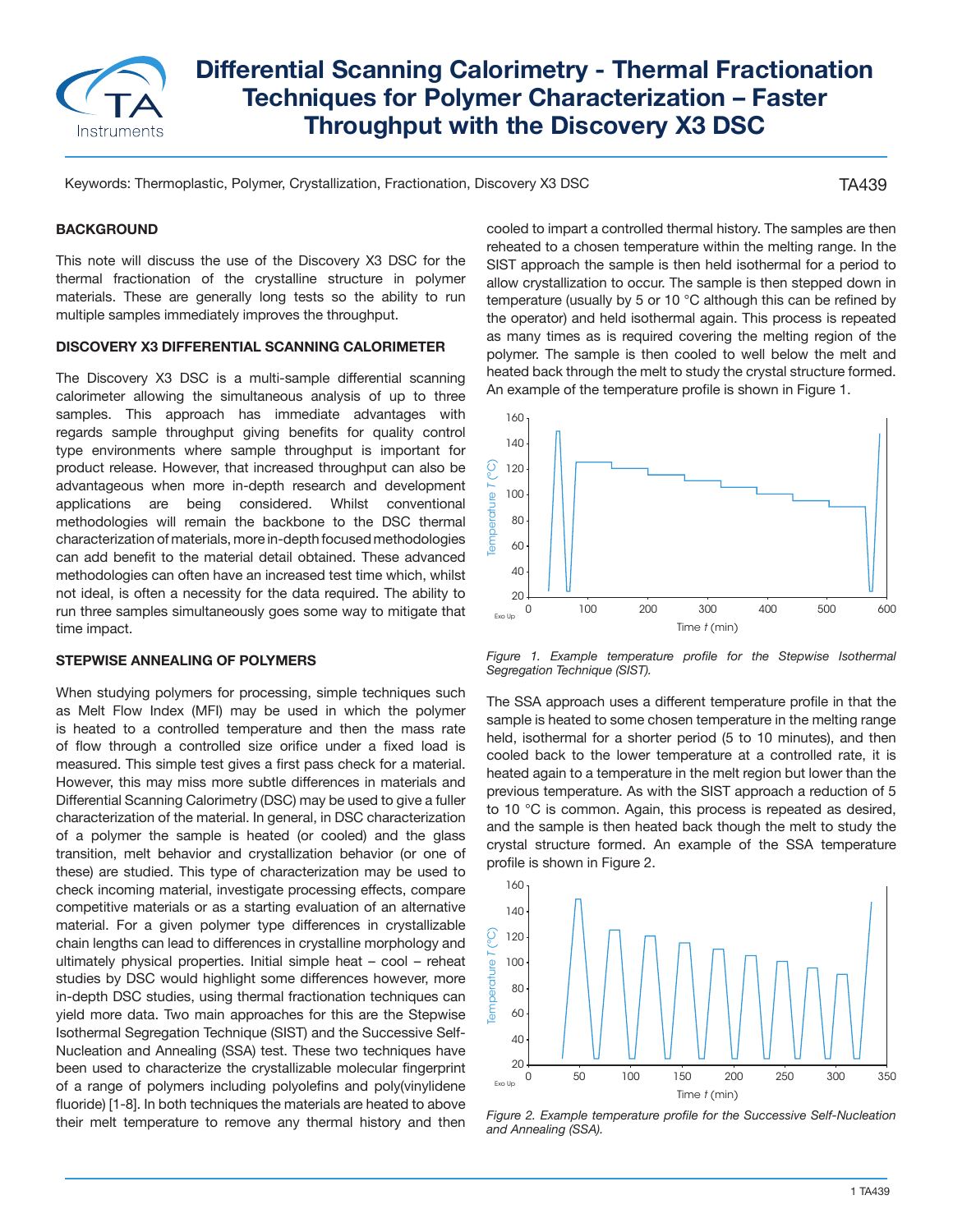# Differential Scanning Calorimetry - Thermal Fractionation Techniques for Polymer Characterization – Faster Throughput with the Discovery X3 DSC

Keywords: Thermoplastic, Polymer, Crystallization, Fractionation, Discovery X3 DSC

TA439

## BACKGROUND

This note will discuss the use of the Discovery X3 DSC for the thermal fractionation of the crystalline structure in polymer materials. These are generally long tests so the ability to run multiple samples immediately improves the throughput.

## DISCOVERY X3 DIFFERENTIAL SCANNING CALORIMETER

The Discovery X3 DSC is a multi-sample differential scanning calorimeter allowing the simultaneous analysis of up to three samples. This approach has immediate advantages with regards sample throughput giving benefits for quality control type environments where sample throughput is important for product release. However, that increased throughput can also be advantageous when more in-depth research and development applications are being considered. Whilst conventional methodologies will remain the backbone to the DSC thermal characterization of materials, more in-depth focused methodologies can add benefit to the material detail obtained. These advanced methodologies can often have an increased test time which, whilst not ideal, is often a necessity for the data required. The ability to run three samples simultaneously goes some way to mitigate that time impact.

## STEPWISE ANNEALING OF POLYMERS

When studying polymers for processing, simple techniques such as Melt Flow Index (MFI) may be used in which the polymer is heated to a controlled temperature and then the mass rate of flow through a controlled size orifice under a fixed load is measured. This simple test gives a first pass check for a material. However, this may miss more subtle differences in materials and Differential Scanning Calorimetry (DSC) may be used to give a fuller characterization of the material. In general, in DSC characterization of a polymer the sample is heated (or cooled) and the glass transition, melt behavior and crystallization behavior (or one of these) are studied. This type of characterization may be used to check incoming material, investigate processing effects, compare competitive materials or as a starting evaluation of an alternative material. For a given polymer type differences in crystallizable chain lengths can lead to differences in crystalline morphology and ultimately physical properties. Initial simple heat – cool – reheat studies by DSC would highlight some differences however, more in-depth DSC studies, using thermal fractionation techniques can yield more data. Two main approaches for this are the Stepwise Isothermal Segregation Technique (SIST) and the Successive Self-Nucleation and Annealing (SSA) test. These two techniques have been used to characterize the crystallizable molecular fingerprint of a range of polymers including polyolefins and poly(vinylidene fluoride) [1-8]. In both techniques the materials are heated to above their melt temperature to remove any thermal history and then cooled to impart a controlled thermal history. The samples are then reheated to a chosen temperature within the melting range. In the SIST approach the sample is then held isothermal for a period to allow crystallization to occur. The sample is then stepped down in temperature (usually by 5 or 10 °C although this can be refined by the operator) and held isothermal again. This process is repeated as many times as is required covering the melting region of the polymer. The sample is then cooled to well below the melt and heated back through the melt to study the crystal structure formed. An example of the temperature profile is shown in Figure 1.

*Figure 1. Example temperature profile for the Stepwise Isothermal Segregation Technique (SIST).*

The SSA approach uses a different temperature profile in that the sample is heated to some chosen temperature in the melting range held, isothermal for a shorter period (5 to 10 minutes), and then cooled back to the lower temperature at a controlled rate, it is heated again to a temperature in the melt region but lower than the previous temperature. As with the SIST approach a reduction of 5 to 10 °C is common. Again, this process is repeated as desired, and the sample is then heated back though the melt to study the crystal structure formed. An example of the SSA temperature profile is shown in Figure 2.

*Figure 2. Example temperature profile for the Successive Self-Nucleation and Annealing (SSA).*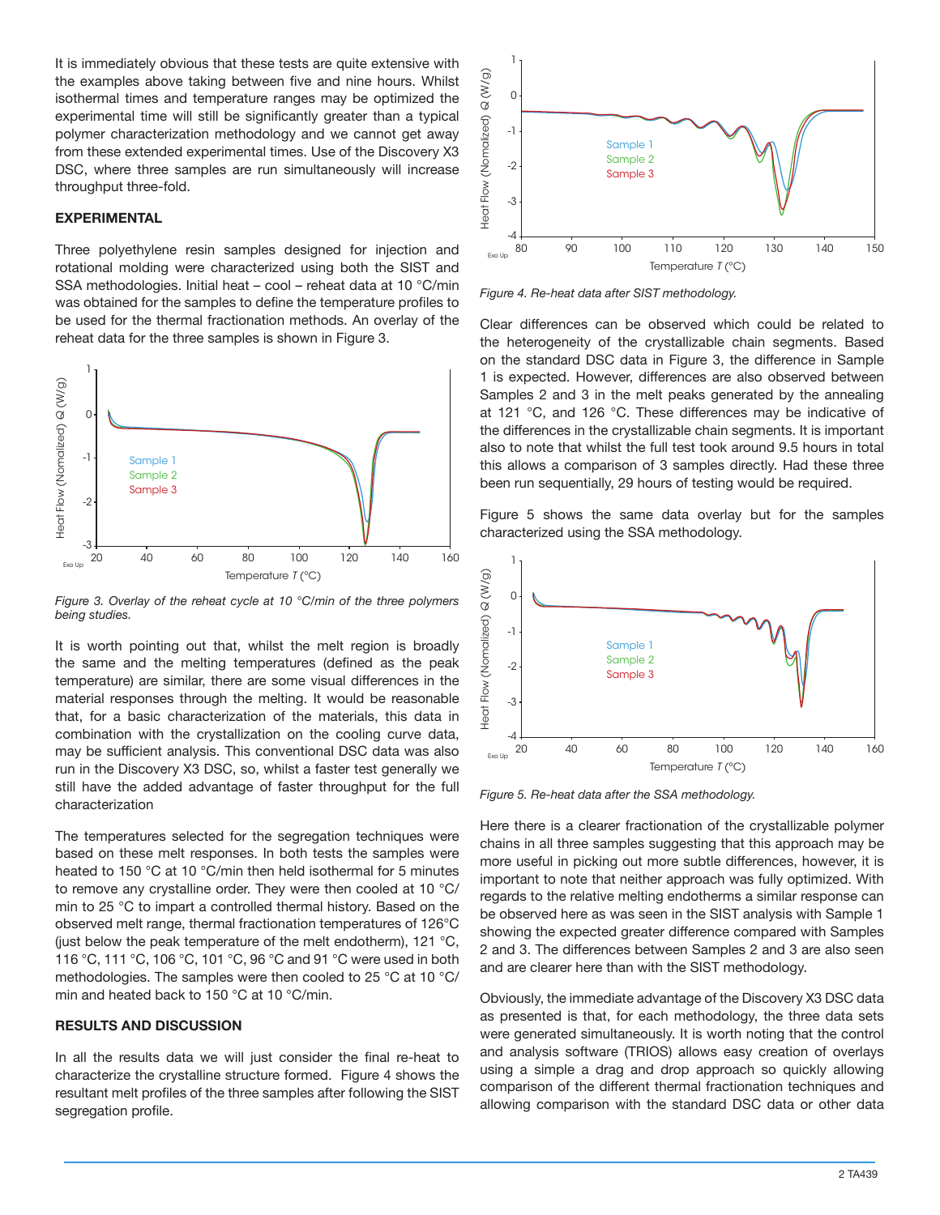It is immediately obvious that these tests are quite extensive with the examples above taking between five and nine hours. Whilst isothermal times and temperature ranges may be optimized the experimental time will still be significantly greater than a typical polymer characterization methodology and we cannot get away from these extended experimental times. Use of the Discovery X3 DSC, where three samples are run simultaneously will increase throughput three-fold.

## EXPERIMENTAL

Three polyethylene resin samples designed for injection and rotational molding were characterized using both the SIST and SSA methodologies. Initial heat – cool – reheat data at 10 °C/min was obtained for the samples to define the temperature profiles to be used for the thermal fractionation methods. An overlay of the reheat data for the three samples is shown in Figure 3.

*Figure 3. Overlay of the reheat cycle at 10 °C/min of the three polymers being studies.*

It is worth pointing out that, whilst the melt region is broadly the same and the melting temperatures (defined as the peak temperature) are similar, there are some visual differences in the material responses through the melting. It would be reasonable that, for a basic characterization of the materials, this data in combination with the crystallization on the cooling curve data, may be sufficient analysis. This conventional DSC data was also run in the Discovery X3 DSC, so, whilst a faster test generally we still have the added advantage of faster throughput for the full characterization

The temperatures selected for the segregation techniques were based on these melt responses. In both tests the samples were heated to 150 °C at 10 °C/min then held isothermal for 5 minutes to remove any crystalline order. They were then cooled at 10 °C/min to 25 °C to impart a controlled thermal history. Based on the observed melt range, thermal fractionation temperatures of 126°C (just below the peak temperature of the melt endotherm), 121 °C, 116 °C, 111 °C, 106 °C, 101 °C, 96 °C and 91 °C were used in both methodologies. The samples were then cooled to 25 °C at 10 °C/min and heated back to 150 °C at 10 °C/min.

## RESULTS AND DISCUSSION

In all the results data we will just consider the final re-heat to characterize the crystalline structure formed. Figure 4 shows the resultant melt profiles of the three samples after following the SIST segregation profile.

*Figure 4. Re-heat data after SIST methodology.*

Clear differences can be observed which could be related to the heterogeneity of the crystallizable chain segments. Based on the standard DSC data in Figure 3, the difference in Sample 1 is expected. However, differences are also observed between Samples 2 and 3 in the melt peaks generated by the annealing at 121 °C, and 126 °C. These differences may be indicative of the differences in the crystallizable chain segments. It is important also to note that whilst the full test took around 9.5 hours in total this allows a comparison of 3 samples directly. Had these three been run sequentially, 29 hours of testing would be required.

Figure 5 shows the same data overlay but for the samples characterized using the SSA methodology.

*Figure 5. Re-heat data after the SSA methodology.*

Here there is a clearer fractionation of the crystallizable polymer chains in all three samples suggesting that this approach may be more useful in picking out more subtle differences, however, it is important to note that neither approach was fully optimized. With regards to the relative melting endotherms a similar response can be observed here as was seen in the SIST analysis with Sample 1 showing the expected greater difference compared with Samples 2 and 3. The differences between Samples 2 and 3 are also seen and are clearer here than with the SIST methodology.

Obviously, the immediate advantage of the Discovery X3 DSC data as presented is that, for each methodology, the three data sets were generated simultaneously. It is worth noting that the control and analysis software (TRIOS) allows easy creation of overlays using a simple a drag and drop approach so quickly allowing comparison of the different thermal fractionation techniques and allowing comparison with the standard DSC data or other data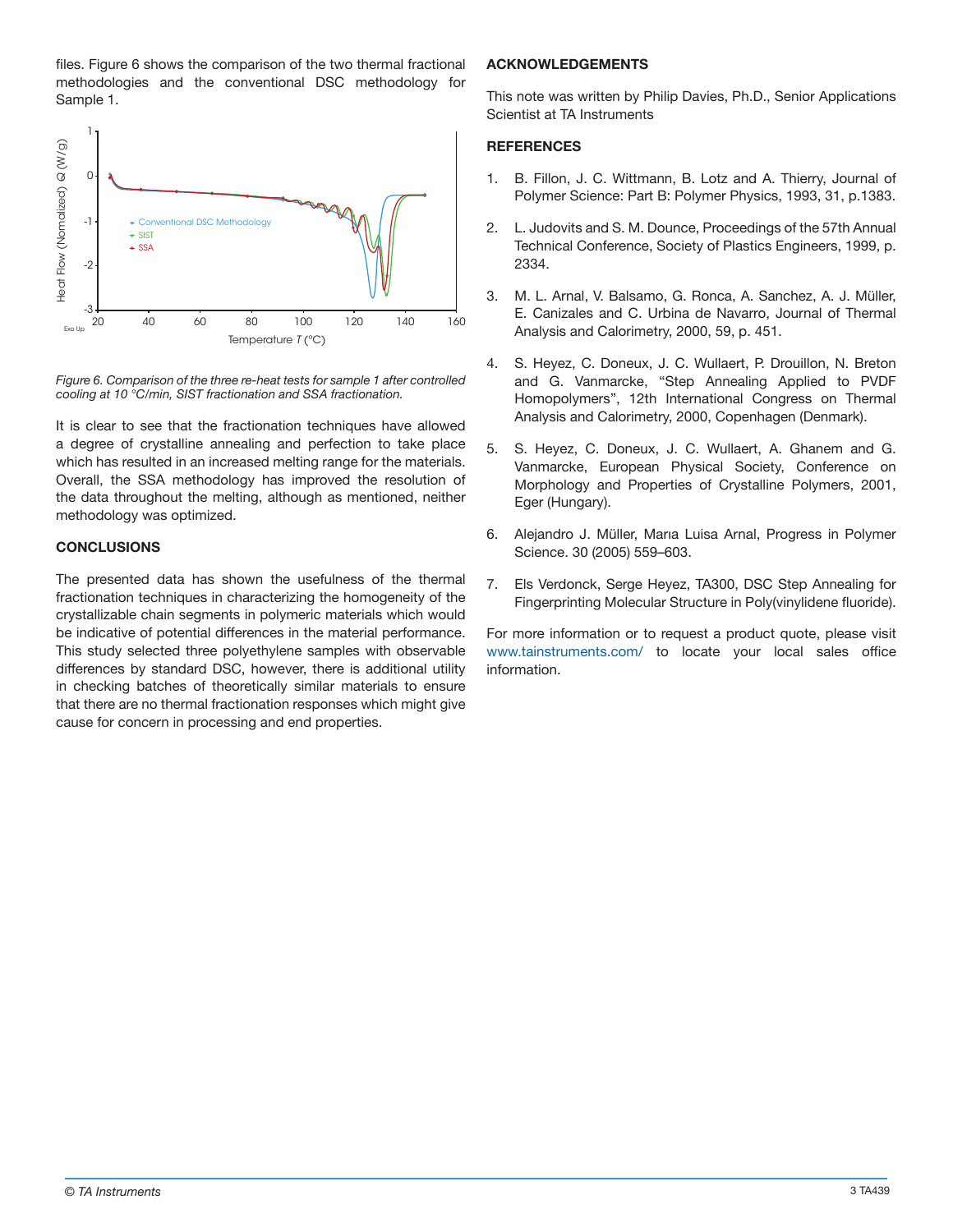files. Figure 6 shows the comparison of the two thermal fractional methodologies and the conventional DSC methodology for Sample 1.

1
0
-1
-2
-3
Heat Flow (Nomalized) Q (W/g)
Exo Up
20 40 60 80 100 120 140 160
Temperature $T$ (°C)
Conventional DSC Methodology
SIST
SSA

*Figure 6. Comparison of the three re-heat tests for sample 1 after controlled cooling at 10 °C/min, SIST fractionation and SSA fractionation.*

It is clear to see that the fractionation techniques have allowed a degree of crystalline annealing and perfection to take place which has resulted in an increased melting range for the materials. Overall, the SSA methodology has improved the resolution of the data throughout the melting, although as mentioned, neither methodology was optimized.

## CONCLUSIONS

The presented data has shown the usefulness of the thermal fractionation techniques in characterizing the homogeneity of the crystallizable chain segments in polymeric materials which would be indicative of potential differences in the material performance. This study selected three polyethylene samples with observable differences by standard DSC, however, there is additional utility in checking batches of theoretically similar materials to ensure that there are no thermal fractionation responses which might give cause for concern in processing and end properties.

## ACKNOWLEDGEMENTS

This note was written by Philip Davies, Ph.D., Senior Applications Scientist at TA Instruments

## REFERENCES

1. B. Fillon, J. C. Wittmann, B. Lotz and A. Thierry, Journal of Polymer Science: Part B: Polymer Physics, 1993, 31, p.1383.
2. L. Judovits and S. M. Dounce, Proceedings of the 57th Annual Technical Conference, Society of Plastics Engineers, 1999, p. 2334.
3. M. L. Arnal, V. Balsamo, G. Ronca, A. Sanchez, A. J. Müller, E. Canizales and C. Urbina de Navarro, Journal of Thermal Analysis and Calorimetry, 2000, 59, p. 451.
4. S. Heyez, C. Doneux, J. C. Wullaert, P. Drouillon, N. Breton and G. Vanmarcke, "Step Annealing Applied to PVDF Homopolymers", 12th International Congress on Thermal Analysis and Calorimetry, 2000, Copenhagen (Denmark).
5. S. Heyez, C. Doneux, J. C. Wullaert, A. Ghanem and G. Vanmarcke, European Physical Society, Conference on Morphology and Properties of Crystalline Polymers, 2001, Eger (Hungary).
6. Alejandro J. Müller, Marıa Luisa Arnal, Progress in Polymer Science. 30 (2005) 559–603.
7. Els Verdonck, Serge Heyez, TA300, DSC Step Annealing for Fingerprinting Molecular Structure in Poly(vinylidene fluoride).

For more information or to request a product quote, please visit www.tainstruments.com/ to locate your local sales office information.